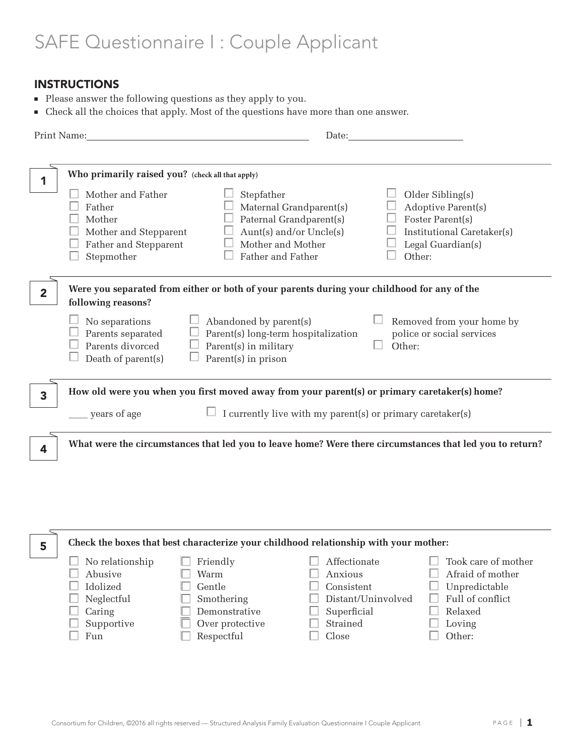# SAFE Questionnaire I : Couple Applicant

## INSTRUCTIONS

- Please answer the following questions as they apply to you.
- Check all the choices that apply. Most of the questions have more than one answer.

Print Name:\_\_\_\_\_\_\_\_\_\_\_\_\_\_\_\_\_\_\_\_\_\_\_\_\_\_\_\_\_\_\_\_\_\_\_\_ Date:\_\_\_\_\_\_\_\_\_\_\_\_\_\_\_\_\_\_\_\_

**1** **Who primarily raised you?** **(check all that apply)**

- ☐ Mother and Father
- ☐ Father
- ☐ Mother
- ☐ Mother and Stepparent
- ☐ Father and Stepparent
- ☐ Stepmother
- ☐ Stepfather
- ☐ Maternal Grandparent(s)
- ☐ Paternal Grandparent(s)
- ☐ Aunt(s) and/or Uncle(s)
- ☐ Mother and Mother
- ☐ Father and Father
- ☐ Older Sibling(s)
- ☐ Adoptive Parent(s)
- ☐ Foster Parent(s)
- ☐ Institutional Caretaker(s)
- ☐ Legal Guardian(s)
- ☐ Other:

**2** **Were you separated from either or both of your parents during your childhood for any of the following reasons?**

- ☐ No separations
- ☐ Parents separated
- ☐ Parents divorced
- ☐ Death of parent(s)
- ☐ Abandoned by parent(s)
- ☐ Parent(s) long-term hospitalization
- ☐ Parent(s) in military
- ☐ Parent(s) in prison
- ☐ Removed from your home by police or social services
- ☐ Other:

**3** **How old were you when you first moved away from your parent(s) or primary caretaker(s) home?**

\_\_\_\_ years of age ☐ I currently live with my parent(s) or primary caretaker(s)

**4** **What were the circumstances that led you to leave home? Were there circumstances that led you to return?**

**5** **Check the boxes that best characterize your childhood relationship with your mother:**

- ☐ No relationship
- ☐ Abusive
- ☐ Idolized
- ☐ Neglectful
- ☐ Caring
- ☐ Supportive
- ☐ Fun
- ☐ Friendly
- ☐ Warm
- ☐ Gentle
- ☐ Smothering
- ☐ Demonstrative
- ☐ Over protective
- ☐ Respectful
- ☐ Affectionate
- ☐ Anxious
- ☐ Consistent
- ☐ Distant/Uninvolved
- ☐ Superficial
- ☐ Strained
- ☐ Close
- ☐ Took care of mother
- ☐ Afraid of mother
- ☐ Unpredictable
- ☐ Full of conflict
- ☐ Relaxed
- ☐ Loving
- ☐ Other: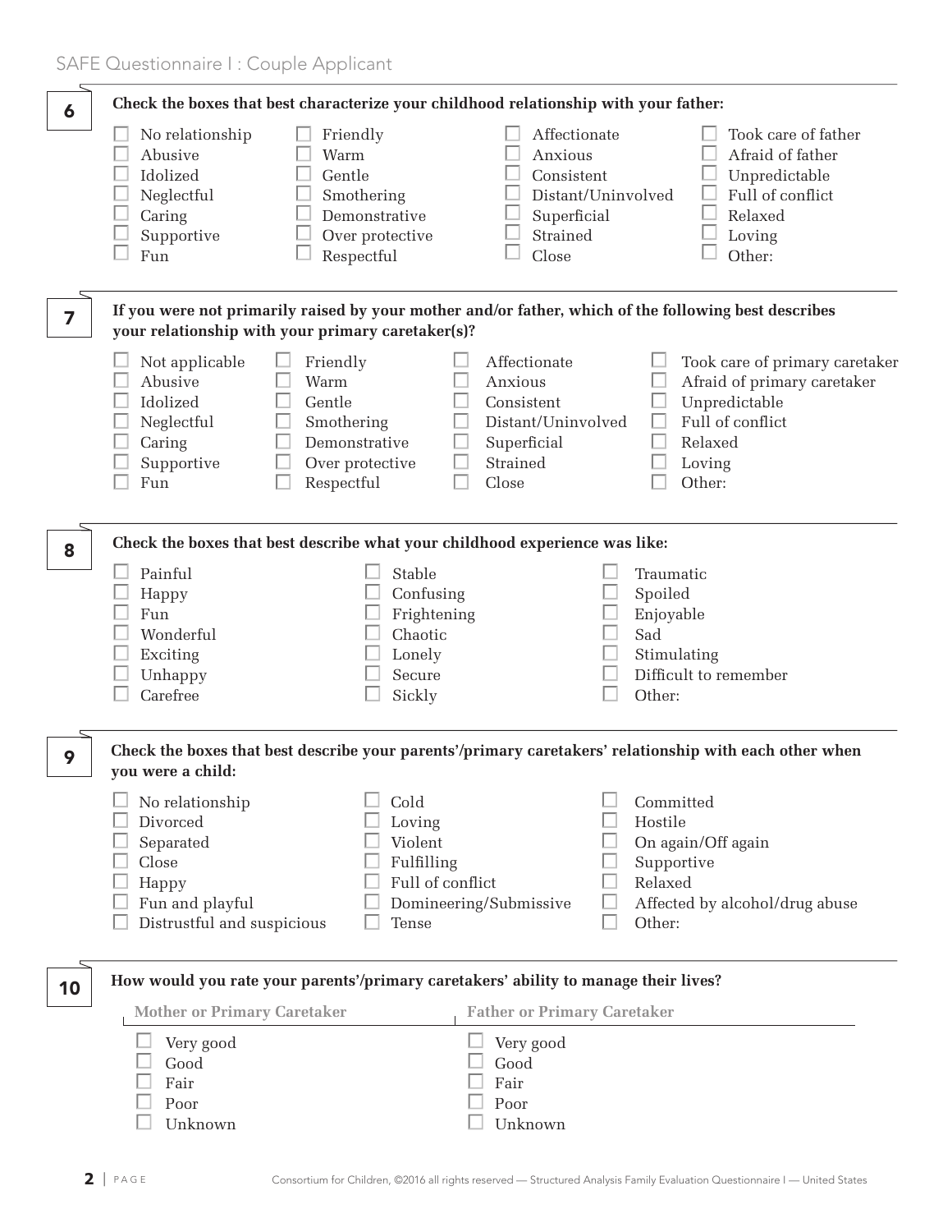**6** Check the boxes that best characterize your childhood relationship with your father:

- ☐ No relationship
- ☐ Abusive
- ☐ Idolized
- ☐ Neglectful
- ☐ Caring
- ☐ Supportive
- ☐ Fun
- ☐ Friendly
- ☐ Warm
- ☐ Gentle
- ☐ Smothering
- ☐ Demonstrative
- ☐ Over protective
- ☐ Respectful
- ☐ Affectionate
- ☐ Anxious
- ☐ Consistent
- ☐ Distant/Uninvolved
- ☐ Superficial
- ☐ Strained
- ☐ Close
- ☐ Took care of father
- ☐ Afraid of father
- ☐ Unpredictable
- ☐ Full of conflict
- ☐ Relaxed
- ☐ Loving
- ☐ Other:

**7** If you were not primarily raised by your mother and/or father, which of the following best describes your relationship with your primary caretaker(s)?

- ☐ Not applicable
- ☐ Abusive
- ☐ Idolized
- ☐ Neglectful
- ☐ Caring
- ☐ Supportive
- ☐ Fun
- ☐ Friendly
- ☐ Warm
- ☐ Gentle
- ☐ Smothering
- ☐ Demonstrative
- ☐ Over protective
- ☐ Respectful
- ☐ Affectionate
- ☐ Anxious
- ☐ Consistent
- ☐ Distant/Uninvolved
- ☐ Superficial
- ☐ Strained
- ☐ Close
- ☐ Took care of primary caretaker
- ☐ Afraid of primary caretaker
- ☐ Unpredictable
- ☐ Full of conflict
- ☐ Relaxed
- ☐ Loving
- ☐ Other:

**8** Check the boxes that best describe what your childhood experience was like:

- ☐ Painful
- ☐ Happy
- ☐ Fun
- ☐ Wonderful
- ☐ Exciting
- ☐ Unhappy
- ☐ Carefree
- ☐ Stable
- ☐ Confusing
- ☐ Frightening
- ☐ Chaotic
- ☐ Lonely
- ☐ Secure
- ☐ Sickly
- ☐ Traumatic
- ☐ Spoiled
- ☐ Enjoyable
- ☐ Sad
- ☐ Stimulating
- ☐ Difficult to remember
- ☐ Other:

**9** Check the boxes that best describe your parents'/primary caretakers' relationship with each other when you were a child:

- ☐ No relationship
- ☐ Divorced
- ☐ Separated
- ☐ Close
- ☐ Happy
- ☐ Fun and playful
- ☐ Distrustful and suspicious
- ☐ Cold
- ☐ Loving
- ☐ Violent
- ☐ Fulfilling
- ☐ Full of conflict
- ☐ Domineering/Submissive
- ☐ Tense
- ☐ Committed
- ☐ Hostile
- ☐ On again/Off again
- ☐ Supportive
- ☐ Relaxed
- ☐ Affected by alcohol/drug abuse
- ☐ Other:

**10** How would you rate your parents'/primary caretakers' ability to manage their lives?

| Mother or Primary Caretaker | Father or Primary Caretaker |
|---|---|
| ☐ Very good | ☐ Very good |
| ☐ Good | ☐ Good |
| ☐ Fair | ☐ Fair |
| ☐ Poor | ☐ Poor |
| ☐ Unknown | ☐ Unknown |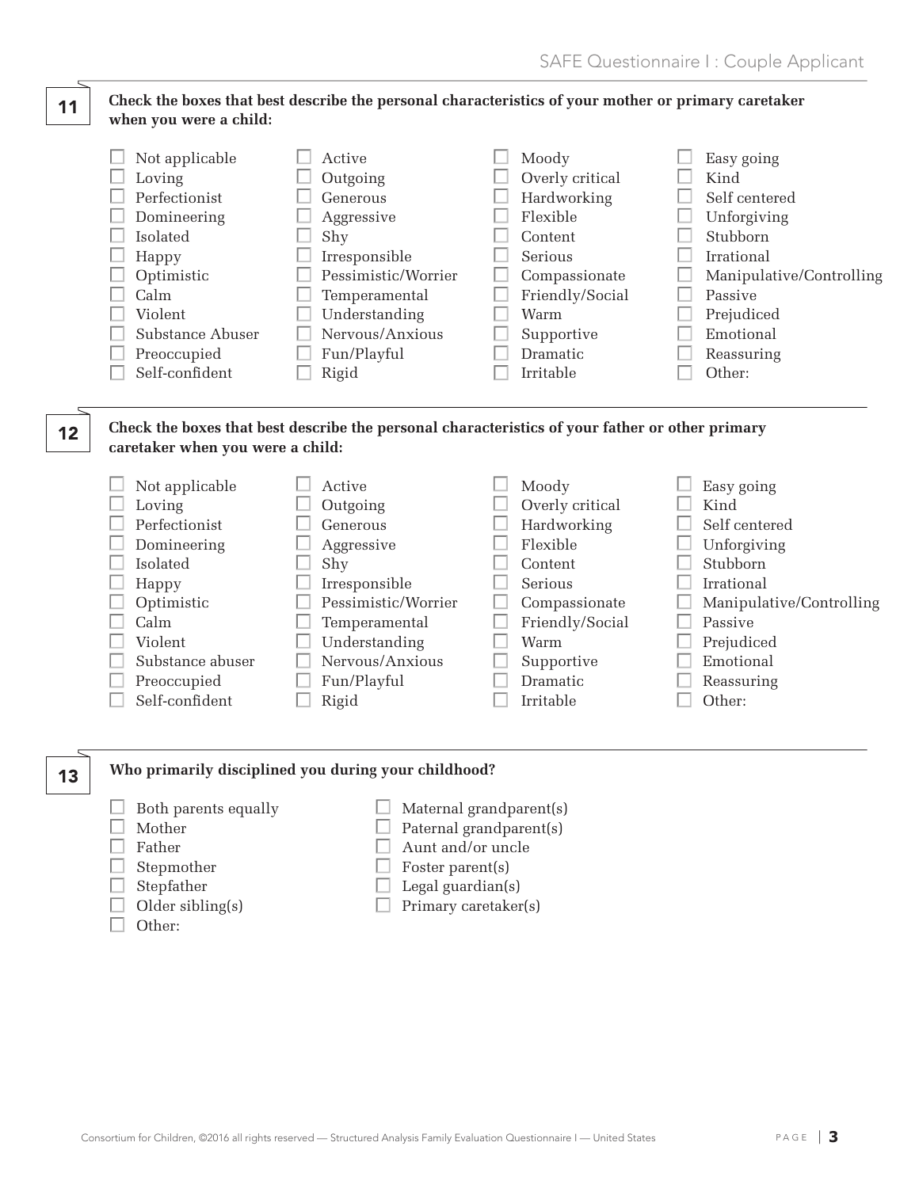**11** **Check the boxes that best describe the personal characteristics of your mother or primary caretaker when you were a child:**

- ☐ Not applicable
- ☐ Loving
- ☐ Perfectionist
- ☐ Domineering
- ☐ Isolated
- ☐ Happy
- ☐ Optimistic
- ☐ Calm
- ☐ Violent
- ☐ Substance Abuser
- ☐ Preoccupied
- ☐ Self-confident
- ☐ Active
- ☐ Outgoing
- ☐ Generous
- ☐ Aggressive
- ☐ Shy
- ☐ Irresponsible
- ☐ Pessimistic/Worrier
- ☐ Temperamental
- ☐ Understanding
- ☐ Nervous/Anxious
- ☐ Fun/Playful
- ☐ Rigid
- ☐ Moody
- ☐ Overly critical
- ☐ Hardworking
- ☐ Flexible
- ☐ Content
- ☐ Serious
- ☐ Compassionate
- ☐ Friendly/Social
- ☐ Warm
- ☐ Supportive
- ☐ Dramatic
- ☐ Irritable
- ☐ Easy going
- ☐ Kind
- ☐ Self centered
- ☐ Unforgiving
- ☐ Stubborn
- ☐ Irrational
- ☐ Manipulative/Controlling
- ☐ Passive
- ☐ Prejudiced
- ☐ Emotional
- ☐ Reassuring
- ☐ Other:

**12** **Check the boxes that best describe the personal characteristics of your father or other primary caretaker when you were a child:**

- ☐ Not applicable
- ☐ Loving
- ☐ Perfectionist
- ☐ Domineering
- ☐ Isolated
- ☐ Happy
- ☐ Optimistic
- ☐ Calm
- ☐ Violent
- ☐ Substance abuser
- ☐ Preoccupied
- ☐ Self-confident
- ☐ Active
- ☐ Outgoing
- ☐ Generous
- ☐ Aggressive
- ☐ Shy
- ☐ Irresponsible
- ☐ Pessimistic/Worrier
- ☐ Temperamental
- ☐ Understanding
- ☐ Nervous/Anxious
- ☐ Fun/Playful
- ☐ Rigid
- ☐ Moody
- ☐ Overly critical
- ☐ Hardworking
- ☐ Flexible
- ☐ Content
- ☐ Serious
- ☐ Compassionate
- ☐ Friendly/Social
- ☐ Warm
- ☐ Supportive
- ☐ Dramatic
- ☐ Irritable
- ☐ Easy going
- ☐ Kind
- ☐ Self centered
- ☐ Unforgiving
- ☐ Stubborn
- ☐ Irrational
- ☐ Manipulative/Controlling
- ☐ Passive
- ☐ Prejudiced
- ☐ Emotional
- ☐ Reassuring
- ☐ Other:

**13** **Who primarily disciplined you during your childhood?**

- ☐ Both parents equally
- ☐ Mother
- ☐ Father
- ☐ Stepmother
- ☐ Stepfather
- ☐ Older sibling(s)
- ☐ Other:
- ☐ Maternal grandparent(s)
- ☐ Paternal grandparent(s)
- ☐ Aunt and/or uncle
- ☐ Foster parent(s)
- ☐ Legal guardian(s)
- ☐ Primary caretaker(s)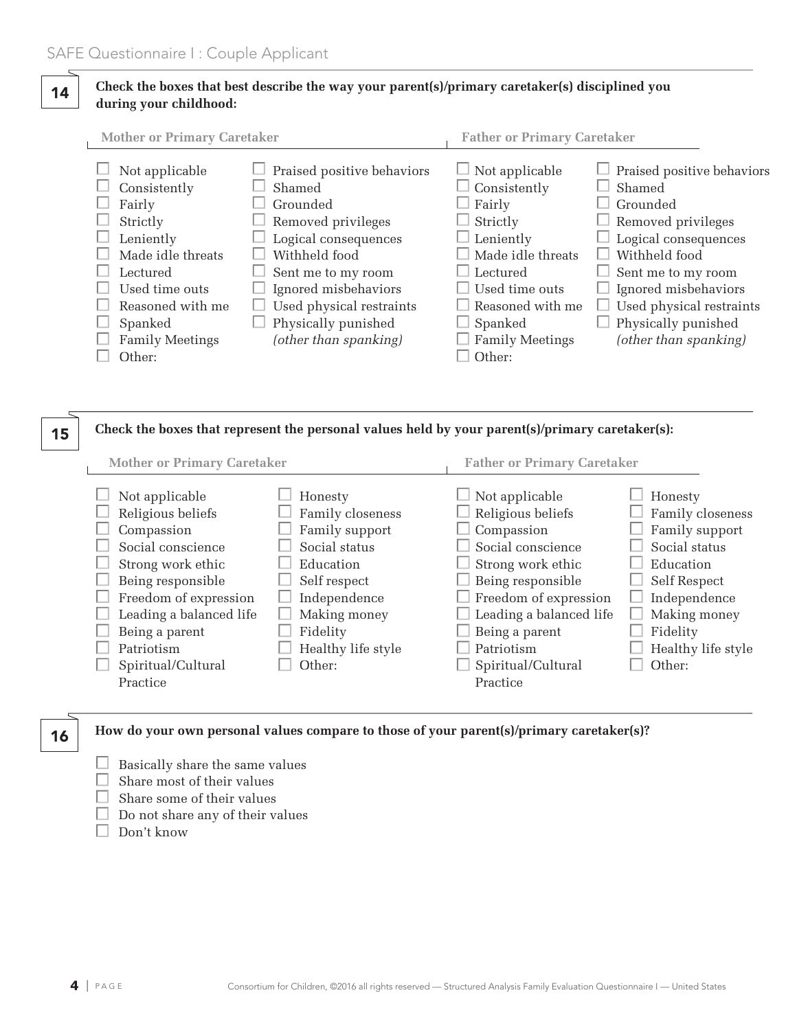**14** **Check the boxes that best describe the way your parent(s)/primary caretaker(s) disciplined you during your childhood:**

**Mother or Primary Caretaker**

- ☐ Not applicable
- ☐ Consistently
- ☐ Fairly
- ☐ Strictly
- ☐ Leniently
- ☐ Made idle threats
- ☐ Lectured
- ☐ Used time outs
- ☐ Reasoned with me
- ☐ Spanked
- ☐ Family Meetings
- ☐ Other:
- ☐ Praised positive behaviors
- ☐ Shamed
- ☐ Grounded
- ☐ Removed privileges
- ☐ Logical consequences
- ☐ Withheld food
- ☐ Sent me to my room
- ☐ Ignored misbehaviors
- ☐ Used physical restraints
- ☐ Physically punished *(other than spanking)*

**Father or Primary Caretaker**

- ☐ Not applicable
- ☐ Consistently
- ☐ Fairly
- ☐ Strictly
- ☐ Leniently
- ☐ Made idle threats
- ☐ Lectured
- ☐ Used time outs
- ☐ Reasoned with me
- ☐ Spanked
- ☐ Family Meetings
- ☐ Other:
- ☐ Praised positive behaviors
- ☐ Shamed
- ☐ Grounded
- ☐ Removed privileges
- ☐ Logical consequences
- ☐ Withheld food
- ☐ Sent me to my room
- ☐ Ignored misbehaviors
- ☐ Used physical restraints
- ☐ Physically punished *(other than spanking)*

**15** **Check the boxes that represent the personal values held by your parent(s)/primary caretaker(s):**

**Mother or Primary Caretaker**

- ☐ Not applicable
- ☐ Religious beliefs
- ☐ Compassion
- ☐ Social conscience
- ☐ Strong work ethic
- ☐ Being responsible
- ☐ Freedom of expression
- ☐ Leading a balanced life
- ☐ Being a parent
- ☐ Patriotism
- ☐ Spiritual/Cultural Practice
- ☐ Honesty
- ☐ Family closeness
- ☐ Family support
- ☐ Social status
- ☐ Education
- ☐ Self respect
- ☐ Independence
- ☐ Making money
- ☐ Fidelity
- ☐ Healthy life style
- ☐ Other:

**Father or Primary Caretaker**

- ☐ Not applicable
- ☐ Religious beliefs
- ☐ Compassion
- ☐ Social conscience
- ☐ Strong work ethic
- ☐ Being responsible
- ☐ Freedom of expression
- ☐ Leading a balanced life
- ☐ Being a parent
- ☐ Patriotism
- ☐ Spiritual/Cultural Practice
- ☐ Honesty
- ☐ Family closeness
- ☐ Family support
- ☐ Social status
- ☐ Education
- ☐ Self Respect
- ☐ Independence
- ☐ Making money
- ☐ Fidelity
- ☐ Healthy life style
- ☐ Other:

**16** **How do your own personal values compare to those of your parent(s)/primary caretaker(s)?**

- ☐ Basically share the same values
- ☐ Share most of their values
- ☐ Share some of their values
- ☐ Do not share any of their values
- ☐ Don't know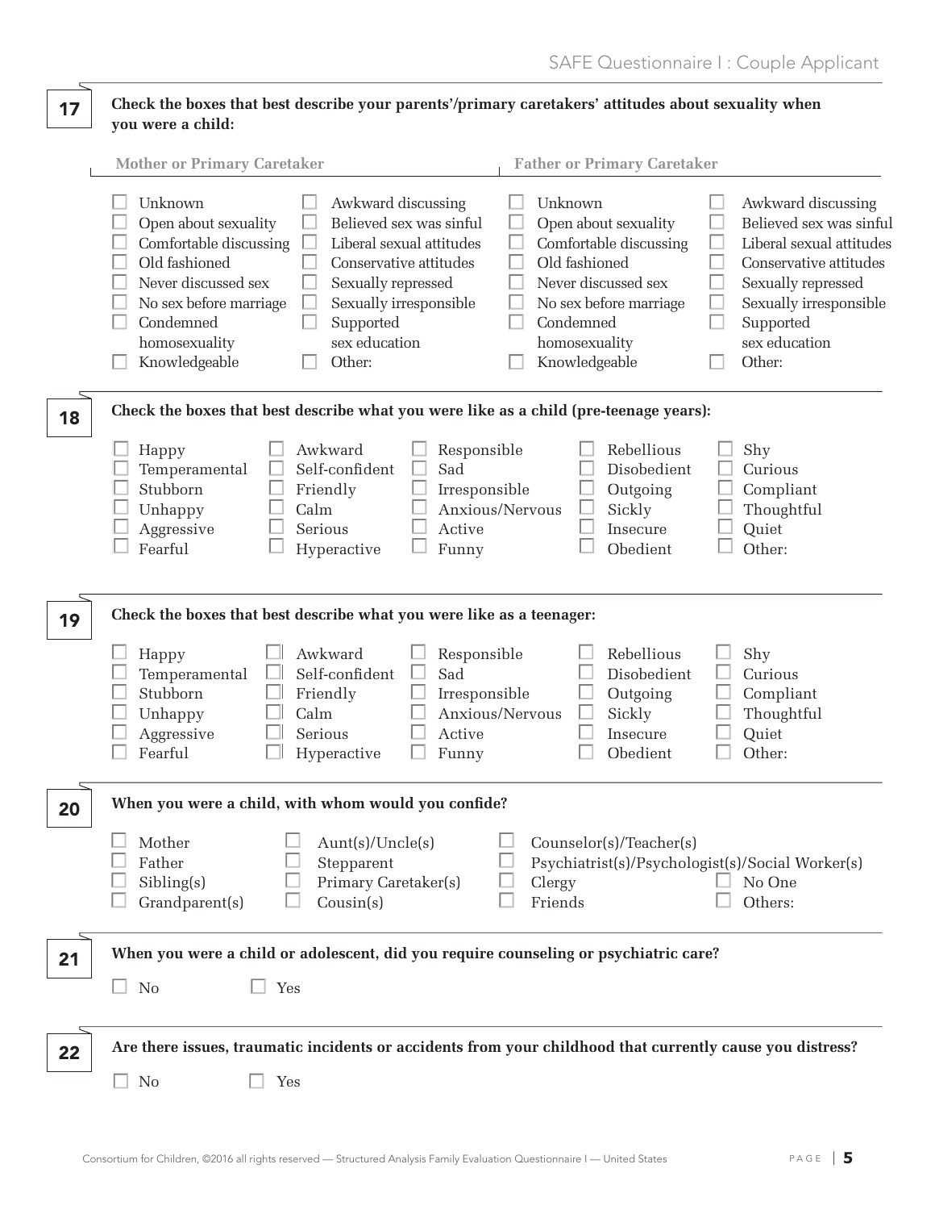**17** Check the boxes that best describe your parents'/primary caretakers' attitudes about sexuality when you were a child:

**Mother or Primary Caretaker**

- ☐ Unknown
- ☐ Open about sexuality
- ☐ Comfortable discussing
- ☐ Old fashioned
- ☐ Never discussed sex
- ☐ No sex before marriage
- ☐ Condemned homosexuality
- ☐ Knowledgeable
- ☐ Awkward discussing
- ☐ Believed sex was sinful
- ☐ Liberal sexual attitudes
- ☐ Conservative attitudes
- ☐ Sexually repressed
- ☐ Sexually irresponsible
- ☐ Supported sex education
- ☐ Other:

**Father or Primary Caretaker**

- ☐ Unknown
- ☐ Open about sexuality
- ☐ Comfortable discussing
- ☐ Old fashioned
- ☐ Never discussed sex
- ☐ No sex before marriage
- ☐ Condemned homosexuality
- ☐ Knowledgeable
- ☐ Awkward discussing
- ☐ Believed sex was sinful
- ☐ Liberal sexual attitudes
- ☐ Conservative attitudes
- ☐ Sexually repressed
- ☐ Sexually irresponsible
- ☐ Supported sex education
- ☐ Other:

**18** Check the boxes that best describe what you were like as a child (pre-teenage years):

- ☐ Happy
- ☐ Temperamental
- ☐ Stubborn
- ☐ Unhappy
- ☐ Aggressive
- ☐ Fearful
- ☐ Awkward
- ☐ Self-confident
- ☐ Friendly
- ☐ Calm
- ☐ Serious
- ☐ Hyperactive
- ☐ Responsible
- ☐ Sad
- ☐ Irresponsible
- ☐ Anxious/Nervous
- ☐ Active
- ☐ Funny
- ☐ Rebellious
- ☐ Disobedient
- ☐ Outgoing
- ☐ Sickly
- ☐ Insecure
- ☐ Obedient
- ☐ Shy
- ☐ Curious
- ☐ Compliant
- ☐ Thoughtful
- ☐ Quiet
- ☐ Other:

**19** Check the boxes that best describe what you were like as a teenager:

- ☐ Happy
- ☐ Temperamental
- ☐ Stubborn
- ☐ Unhappy
- ☐ Aggressive
- ☐ Fearful
- ☐ Awkward
- ☐ Self-confident
- ☐ Friendly
- ☐ Calm
- ☐ Serious
- ☐ Hyperactive
- ☐ Responsible
- ☐ Sad
- ☐ Irresponsible
- ☐ Anxious/Nervous
- ☐ Active
- ☐ Funny
- ☐ Rebellious
- ☐ Disobedient
- ☐ Outgoing
- ☐ Sickly
- ☐ Insecure
- ☐ Obedient
- ☐ Shy
- ☐ Curious
- ☐ Compliant
- ☐ Thoughtful
- ☐ Quiet
- ☐ Other:

**20** When you were a child, with whom would you confide?

- ☐ Mother
- ☐ Father
- ☐ Sibling(s)
- ☐ Grandparent(s)
- ☐ Aunt(s)/Uncle(s)
- ☐ Stepparent
- ☐ Primary Caretaker(s)
- ☐ Cousin(s)
- ☐ Counselor(s)/Teacher(s)
- ☐ Psychiatrist(s)/Psychologist(s)/Social Worker(s)
- ☐ Clergy
- ☐ Friends
- ☐ No One
- ☐ Others:

**21** When you were a child or adolescent, did you require counseling or psychiatric care?

☐ No ☐ Yes

**22** Are there issues, traumatic incidents or accidents from your childhood that currently cause you distress?

☐ No ☐ Yes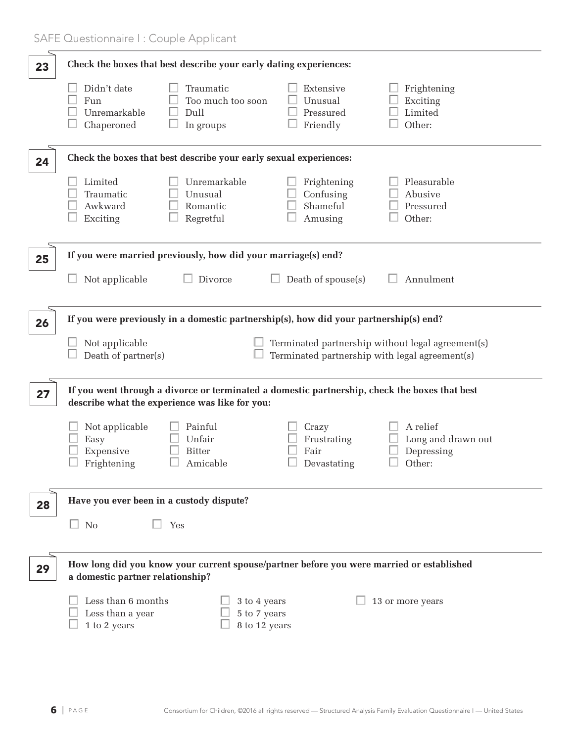## 23

**Check the boxes that best describe your early dating experiences:**

- ☐ Didn't date
- ☐ Fun
- ☐ Unremarkable
- ☐ Chaperoned
- ☐ Traumatic
- ☐ Too much too soon
- ☐ Dull
- ☐ In groups
- ☐ Extensive
- ☐ Unusual
- ☐ Pressured
- ☐ Friendly
- ☐ Frightening
- ☐ Exciting
- ☐ Limited
- ☐ Other:

## 24

**Check the boxes that best describe your early sexual experiences:**

- ☐ Limited
- ☐ Traumatic
- ☐ Awkward
- ☐ Exciting
- ☐ Unremarkable
- ☐ Unusual
- ☐ Romantic
- ☐ Regretful
- ☐ Frightening
- ☐ Confusing
- ☐ Shameful
- ☐ Amusing
- ☐ Pleasurable
- ☐ Abusive
- ☐ Pressured
- ☐ Other:

## 25

**If you were married previously, how did your marriage(s) end?**

- ☐ Not applicable
- ☐ Divorce
- ☐ Death of spouse(s)
- ☐ Annulment

## 26

**If you were previously in a domestic partnership(s), how did your partnership(s) end?**

- ☐ Not applicable
- ☐ Death of partner(s)
- ☐ Terminated partnership without legal agreement(s)
- ☐ Terminated partnership with legal agreement(s)

## 27

**If you went through a divorce or terminated a domestic partnership, check the boxes that best describe what the experience was like for you:**

- ☐ Not applicable
- ☐ Easy
- ☐ Expensive
- ☐ Frightening
- ☐ Painful
- ☐ Unfair
- ☐ Bitter
- ☐ Amicable
- ☐ Crazy
- ☐ Frustrating
- ☐ Fair
- ☐ Devastating
- ☐ A relief
- ☐ Long and drawn out
- ☐ Depressing
- ☐ Other:

## 28

**Have you ever been in a custody dispute?**

- ☐ No
- ☐ Yes

## 29

**How long did you know your current spouse/partner before you were married or established a domestic partner relationship?**

- ☐ Less than 6 months
- ☐ Less than a year
- ☐ 1 to 2 years
- ☐ 3 to 4 years
- ☐ 5 to 7 years
- ☐ 8 to 12 years
- ☐ 13 or more years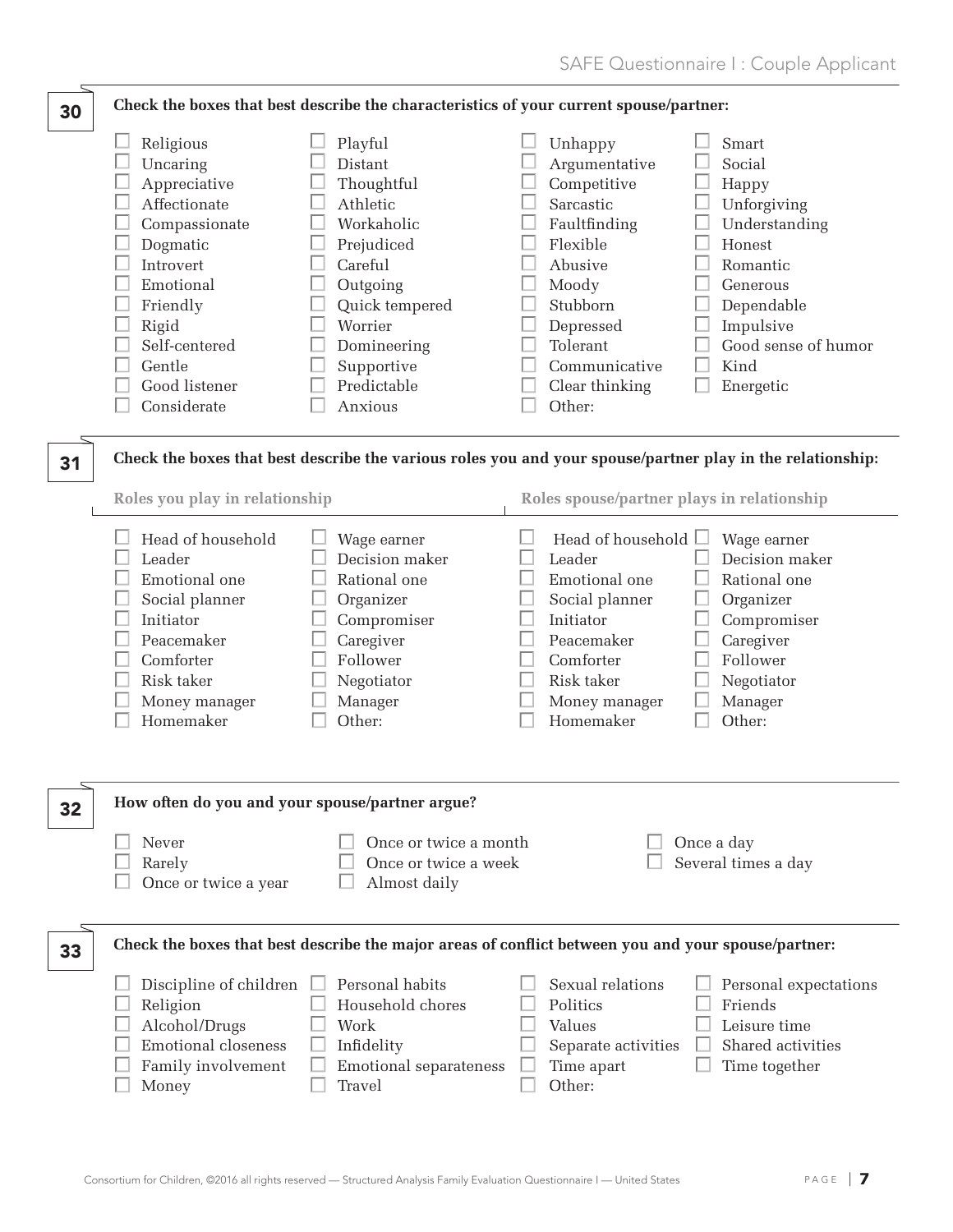**30** **Check the boxes that best describe the characteristics of your current spouse/partner:**

- ☐ Religious
- ☐ Uncaring
- ☐ Appreciative
- ☐ Affectionate
- ☐ Compassionate
- ☐ Dogmatic
- ☐ Introvert
- ☐ Emotional
- ☐ Friendly
- ☐ Rigid
- ☐ Self-centered
- ☐ Gentle
- ☐ Good listener
- ☐ Considerate
- ☐ Playful
- ☐ Distant
- ☐ Thoughtful
- ☐ Athletic
- ☐ Workaholic
- ☐ Prejudiced
- ☐ Careful
- ☐ Outgoing
- ☐ Quick tempered
- ☐ Worrier
- ☐ Domineering
- ☐ Supportive
- ☐ Predictable
- ☐ Anxious
- ☐ Unhappy
- ☐ Argumentative
- ☐ Competitive
- ☐ Sarcastic
- ☐ Faultfinding
- ☐ Flexible
- ☐ Abusive
- ☐ Moody
- ☐ Stubborn
- ☐ Depressed
- ☐ Tolerant
- ☐ Communicative
- ☐ Clear thinking
- ☐ Other:
- ☐ Smart
- ☐ Social
- ☐ Happy
- ☐ Unforgiving
- ☐ Understanding
- ☐ Honest
- ☐ Romantic
- ☐ Generous
- ☐ Dependable
- ☐ Impulsive
- ☐ Good sense of humor
- ☐ Kind
- ☐ Energetic

**31** **Check the boxes that best describe the various roles you and your spouse/partner play in the relationship:**

**Roles you play in relationship**

- ☐ Head of household
- ☐ Leader
- ☐ Emotional one
- ☐ Social planner
- ☐ Initiator
- ☐ Peacemaker
- ☐ Comforter
- ☐ Risk taker
- ☐ Money manager
- ☐ Homemaker
- ☐ Wage earner
- ☐ Decision maker
- ☐ Rational one
- ☐ Organizer
- ☐ Compromiser
- ☐ Caregiver
- ☐ Follower
- ☐ Negotiator
- ☐ Manager
- ☐ Other:

**Roles spouse/partner plays in relationship**

- ☐ Head of household
- ☐ Leader
- ☐ Emotional one
- ☐ Social planner
- ☐ Initiator
- ☐ Peacemaker
- ☐ Comforter
- ☐ Risk taker
- ☐ Money manager
- ☐ Homemaker
- ☐ Wage earner
- ☐ Decision maker
- ☐ Rational one
- ☐ Organizer
- ☐ Compromiser
- ☐ Caregiver
- ☐ Follower
- ☐ Negotiator
- ☐ Manager
- ☐ Other:

**32** **How often do you and your spouse/partner argue?**

- ☐ Never
- ☐ Rarely
- ☐ Once or twice a year
- ☐ Once or twice a month
- ☐ Once or twice a week
- ☐ Almost daily
- ☐ Once a day
- ☐ Several times a day

**33** **Check the boxes that best describe the major areas of conflict between you and your spouse/partner:**

- ☐ Discipline of children
- ☐ Religion
- ☐ Alcohol/Drugs
- ☐ Emotional closeness
- ☐ Family involvement
- ☐ Money
- ☐ Personal habits
- ☐ Household chores
- ☐ Work
- ☐ Infidelity
- ☐ Emotional separateness
- ☐ Travel
- ☐ Sexual relations
- ☐ Politics
- ☐ Values
- ☐ Separate activities
- ☐ Time apart
- ☐ Other:
- ☐ Personal expectations
- ☐ Friends
- ☐ Leisure time
- ☐ Shared activities
- ☐ Time together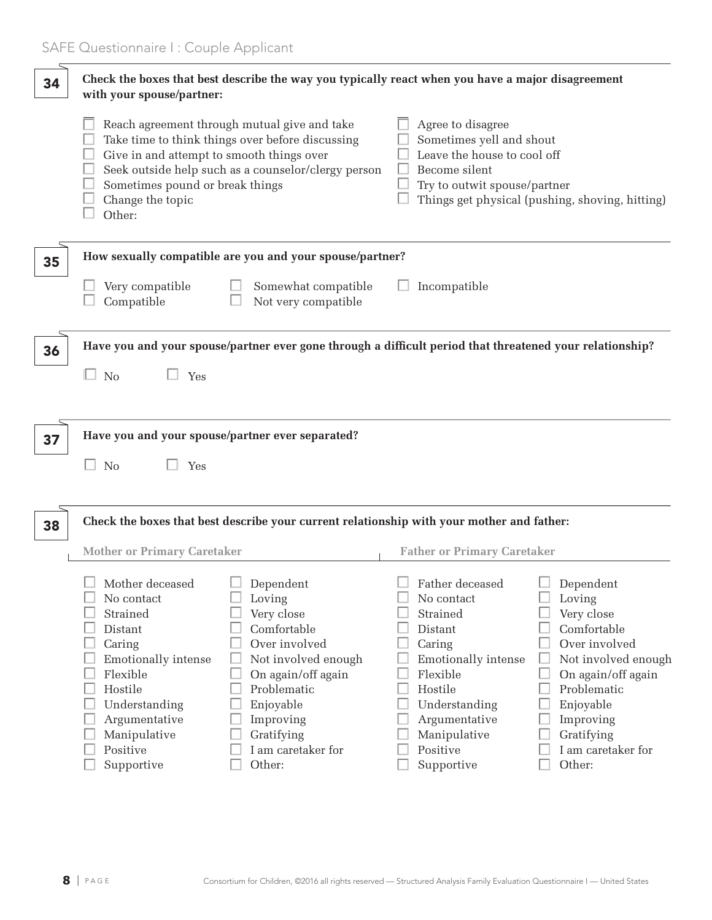**34** **Check the boxes that best describe the way you typically react when you have a major disagreement with your spouse/partner:**

- ☐ Reach agreement through mutual give and take
- ☐ Take time to think things over before discussing
- ☐ Give in and attempt to smooth things over
- ☐ Seek outside help such as a counselor/clergy person
- ☐ Sometimes pound or break things
- ☐ Change the topic
- ☐ Other:
- ☐ Agree to disagree
- ☐ Sometimes yell and shout
- ☐ Leave the house to cool off
- ☐ Become silent
- ☐ Try to outwit spouse/partner
- ☐ Things get physical (pushing, shoving, hitting)

**35** **How sexually compatible are you and your spouse/partner?**

- ☐ Very compatible
- ☐ Compatible
- ☐ Somewhat compatible
- ☐ Not very compatible
- ☐ Incompatible

**36** **Have you and your spouse/partner ever gone through a difficult period that threatened your relationship?**

☐ No ☐ Yes

**37** **Have you and your spouse/partner ever separated?**

☐ No ☐ Yes

**38** **Check the boxes that best describe your current relationship with your mother and father:**

**Mother or Primary Caretaker**

- ☐ Mother deceased
- ☐ No contact
- ☐ Strained
- ☐ Distant
- ☐ Caring
- ☐ Emotionally intense
- ☐ Flexible
- ☐ Hostile
- ☐ Understanding
- ☐ Argumentative
- ☐ Manipulative
- ☐ Positive
- ☐ Supportive
- ☐ Dependent
- ☐ Loving
- ☐ Very close
- ☐ Comfortable
- ☐ Over involved
- ☐ Not involved enough
- ☐ On again/off again
- ☐ Problematic
- ☐ Enjoyable
- ☐ Improving
- ☐ Gratifying
- ☐ I am caretaker for
- ☐ Other:

**Father or Primary Caretaker**

- ☐ Father deceased
- ☐ No contact
- ☐ Strained
- ☐ Distant
- ☐ Caring
- ☐ Emotionally intense
- ☐ Flexible
- ☐ Hostile
- ☐ Understanding
- ☐ Argumentative
- ☐ Manipulative
- ☐ Positive
- ☐ Supportive
- ☐ Dependent
- ☐ Loving
- ☐ Very close
- ☐ Comfortable
- ☐ Over involved
- ☐ Not involved enough
- ☐ On again/off again
- ☐ Problematic
- ☐ Enjoyable
- ☐ Improving
- ☐ Gratifying
- ☐ I am caretaker for
- ☐ Other: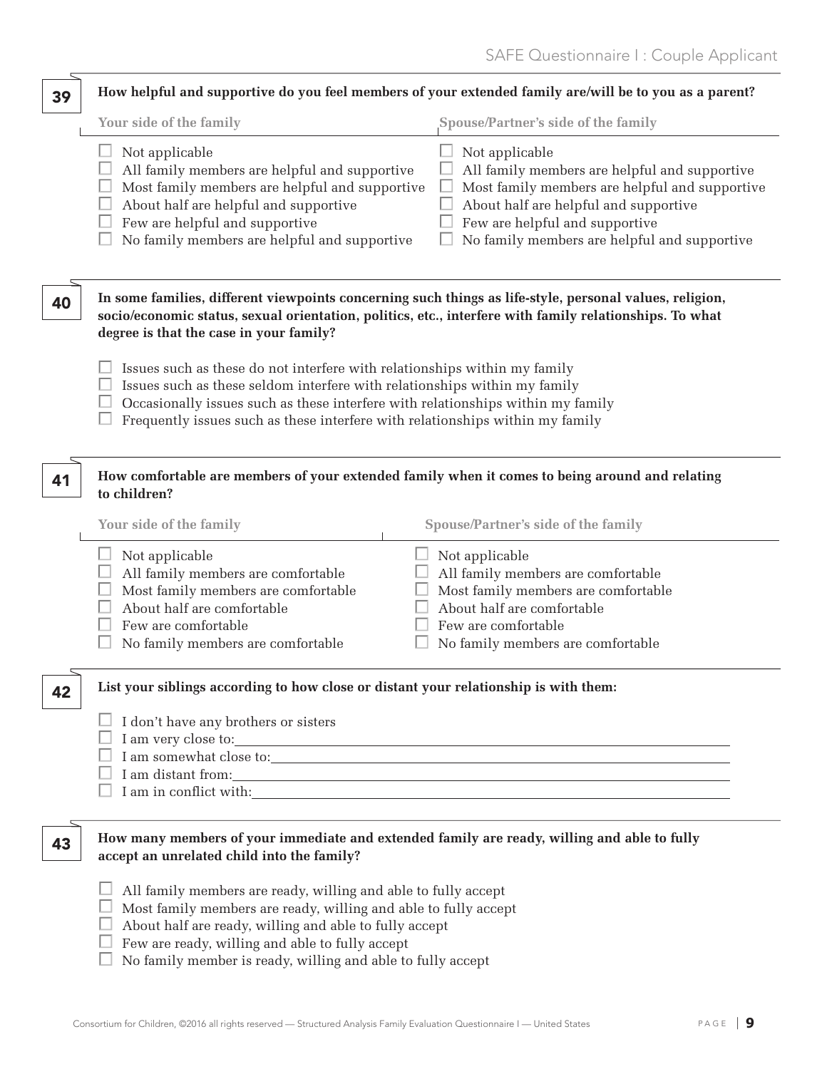**39** **How helpful and supportive do you feel members of your extended family are/will be to you as a parent?**

**Your side of the family**

- ☐ Not applicable
- ☐ All family members are helpful and supportive
- ☐ Most family members are helpful and supportive
- ☐ About half are helpful and supportive
- ☐ Few are helpful and supportive
- ☐ No family members are helpful and supportive

**Spouse/Partner's side of the family**

- ☐ Not applicable
- ☐ All family members are helpful and supportive
- ☐ Most family members are helpful and supportive
- ☐ About half are helpful and supportive
- ☐ Few are helpful and supportive
- ☐ No family members are helpful and supportive

**40** **In some families, different viewpoints concerning such things as life-style, personal values, religion, socio/economic status, sexual orientation, politics, etc., interfere with family relationships. To what degree is that the case in your family?**

- ☐ Issues such as these do not interfere with relationships within my family
- ☐ Issues such as these seldom interfere with relationships within my family
- ☐ Occasionally issues such as these interfere with relationships within my family
- ☐ Frequently issues such as these interfere with relationships within my family

**41** **How comfortable are members of your extended family when it comes to being around and relating to children?**

**Your side of the family**

- ☐ Not applicable
- ☐ All family members are comfortable
- ☐ Most family members are comfortable
- ☐ About half are comfortable
- ☐ Few are comfortable
- ☐ No family members are comfortable

**Spouse/Partner's side of the family**

- ☐ Not applicable
- ☐ All family members are comfortable
- ☐ Most family members are comfortable
- ☐ About half are comfortable
- ☐ Few are comfortable
- ☐ No family members are comfortable

**42** **List your siblings according to how close or distant your relationship is with them:**

- ☐ I don't have any brothers or sisters
- ☐ I am very close to: ______________________________
- ☐ I am somewhat close to: ______________________________
- ☐ I am distant from: ______________________________
- ☐ I am in conflict with: ______________________________

**43** **How many members of your immediate and extended family are ready, willing and able to fully accept an unrelated child into the family?**

- ☐ All family members are ready, willing and able to fully accept
- ☐ Most family members are ready, willing and able to fully accept
- ☐ About half are ready, willing and able to fully accept
- ☐ Few are ready, willing and able to fully accept
- ☐ No family member is ready, willing and able to fully accept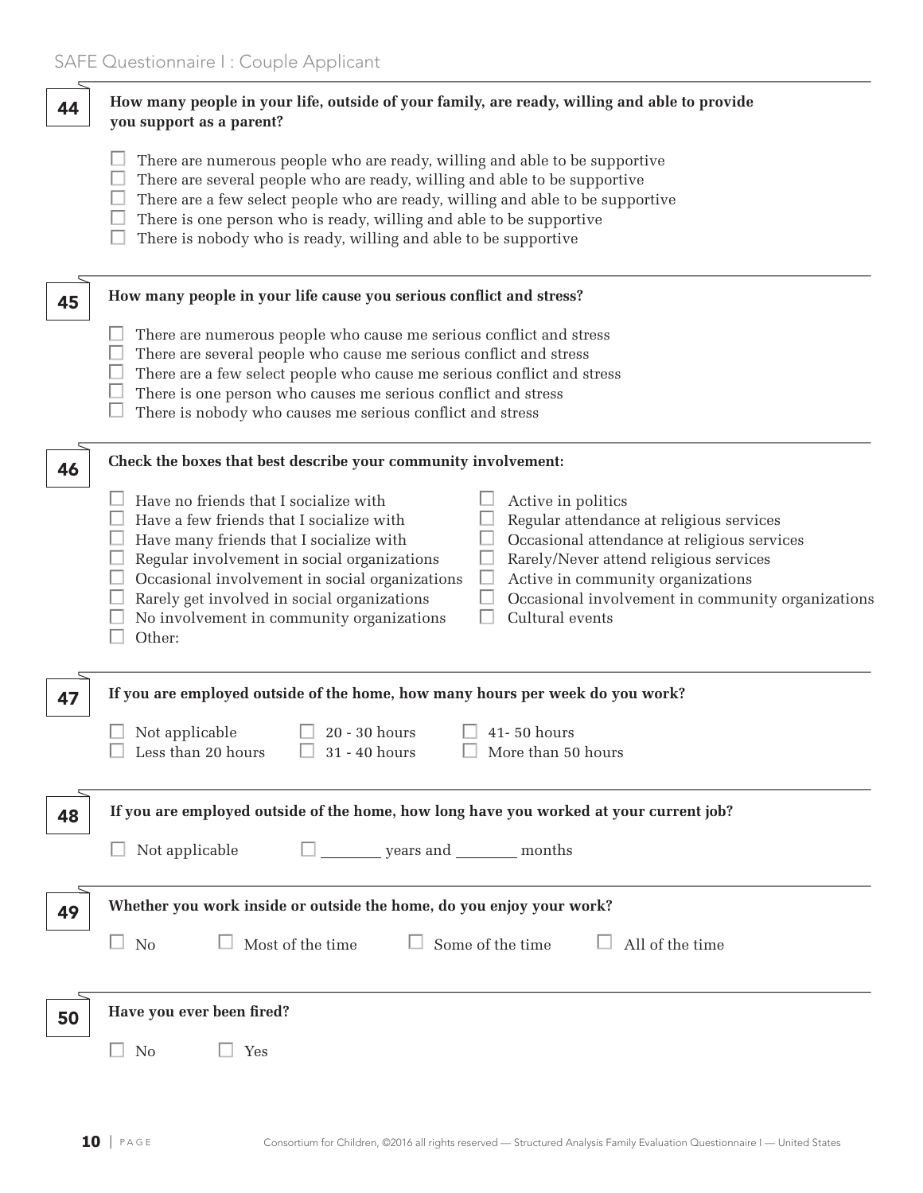**44** **How many people in your life, outside of your family, are ready, willing and able to provide you support as a parent?**

- ☐ There are numerous people who are ready, willing and able to be supportive
- ☐ There are several people who are ready, willing and able to be supportive
- ☐ There are a few select people who are ready, willing and able to be supportive
- ☐ There is one person who is ready, willing and able to be supportive
- ☐ There is nobody who is ready, willing and able to be supportive

**45** **How many people in your life cause you serious conflict and stress?**

- ☐ There are numerous people who cause me serious conflict and stress
- ☐ There are several people who cause me serious conflict and stress
- ☐ There are a few select people who cause me serious conflict and stress
- ☐ There is one person who causes me serious conflict and stress
- ☐ There is nobody who causes me serious conflict and stress

**46** **Check the boxes that best describe your community involvement:**

- ☐ Have no friends that I socialize with
- ☐ Have a few friends that I socialize with
- ☐ Have many friends that I socialize with
- ☐ Regular involvement in social organizations
- ☐ Occasional involvement in social organizations
- ☐ Rarely get involved in social organizations
- ☐ No involvement in community organizations
- ☐ Other:
- ☐ Active in politics
- ☐ Regular attendance at religious services
- ☐ Occasional attendance at religious services
- ☐ Rarely/Never attend religious services
- ☐ Active in community organizations
- ☐ Occasional involvement in community organizations
- ☐ Cultural events

**47** **If you are employed outside of the home, how many hours per week do you work?**

- ☐ Not applicable
- ☐ Less than 20 hours
- ☐ 20 - 30 hours
- ☐ 31 - 40 hours
- ☐ 41- 50 hours
- ☐ More than 50 hours

**48** **If you are employed outside of the home, how long have you worked at your current job?**

☐ Not applicable ☐ ________ years and ________ months

**49** **Whether you work inside or outside the home, do you enjoy your work?**

☐ No ☐ Most of the time ☐ Some of the time ☐ All of the time

**50** **Have you ever been fired?**

☐ No ☐ Yes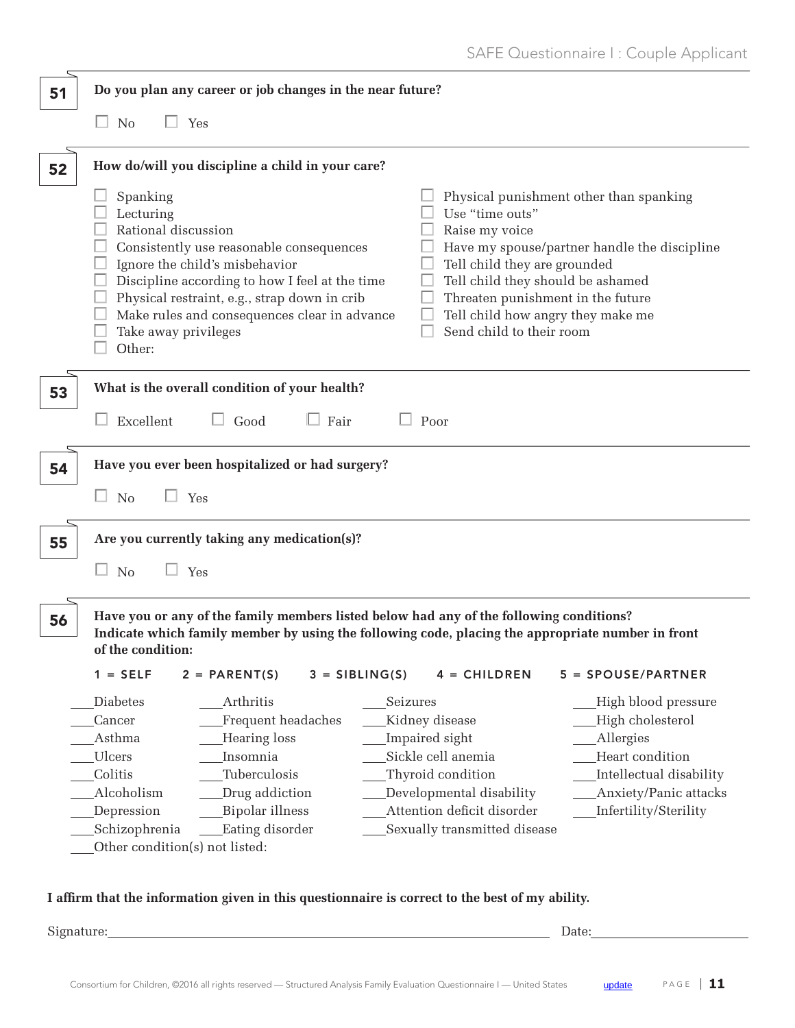**51** **Do you plan any career or job changes in the near future?**

☐ No ☐ Yes

**52** **How do/will you discipline a child in your care?**

- ☐ Spanking
- ☐ Lecturing
- ☐ Rational discussion
- ☐ Consistently use reasonable consequences
- ☐ Ignore the child's misbehavior
- ☐ Discipline according to how I feel at the time
- ☐ Physical restraint, e.g., strap down in crib
- ☐ Make rules and consequences clear in advance
- ☐ Take away privileges
- ☐ Other:
- ☐ Physical punishment other than spanking
- ☐ Use "time outs"
- ☐ Raise my voice
- ☐ Have my spouse/partner handle the discipline
- ☐ Tell child they are grounded
- ☐ Tell child they should be ashamed
- ☐ Threaten punishment in the future
- ☐ Tell child how angry they make me
- ☐ Send child to their room

**53** **What is the overall condition of your health?**

☐ Excellent ☐ Good ☐ Fair ☐ Poor

**54** **Have you ever been hospitalized or had surgery?**

☐ No ☐ Yes

**55** **Are you currently taking any medication(s)?**

☐ No ☐ Yes

**56** **Have you or any of the family members listed below had any of the following conditions? Indicate which family member by using the following code, placing the appropriate number in front of the condition:**

1 = SELF 2 = PARENT(S) 3 = SIBLING(S) 4 = CHILDREN 5 = SPOUSE/PARTNER

| | | | |
|---|---|---|---|
| ___Diabetes | ___Arthritis | ___Seizures | ___High blood pressure |
| ___Cancer | ___Frequent headaches | ___Kidney disease | ___High cholesterol |
| ___Asthma | ___Hearing loss | ___Impaired sight | ___Allergies |
| ___Ulcers | ___Insomnia | ___Sickle cell anemia | ___Heart condition |
| ___Colitis | ___Tuberculosis | ___Thyroid condition | ___Intellectual disability |
| ___Alcoholism | ___Drug addiction | ___Developmental disability | ___Anxiety/Panic attacks |
| ___Depression | ___Bipolar illness | ___Attention deficit disorder | ___Infertility/Sterility |
| ___Schizophrenia | ___Eating disorder | ___Sexually transmitted disease | |

___Other condition(s) not listed:

**I affirm that the information given in this questionnaire is correct to the best of my ability.**

Signature:________________________________ Date:______________